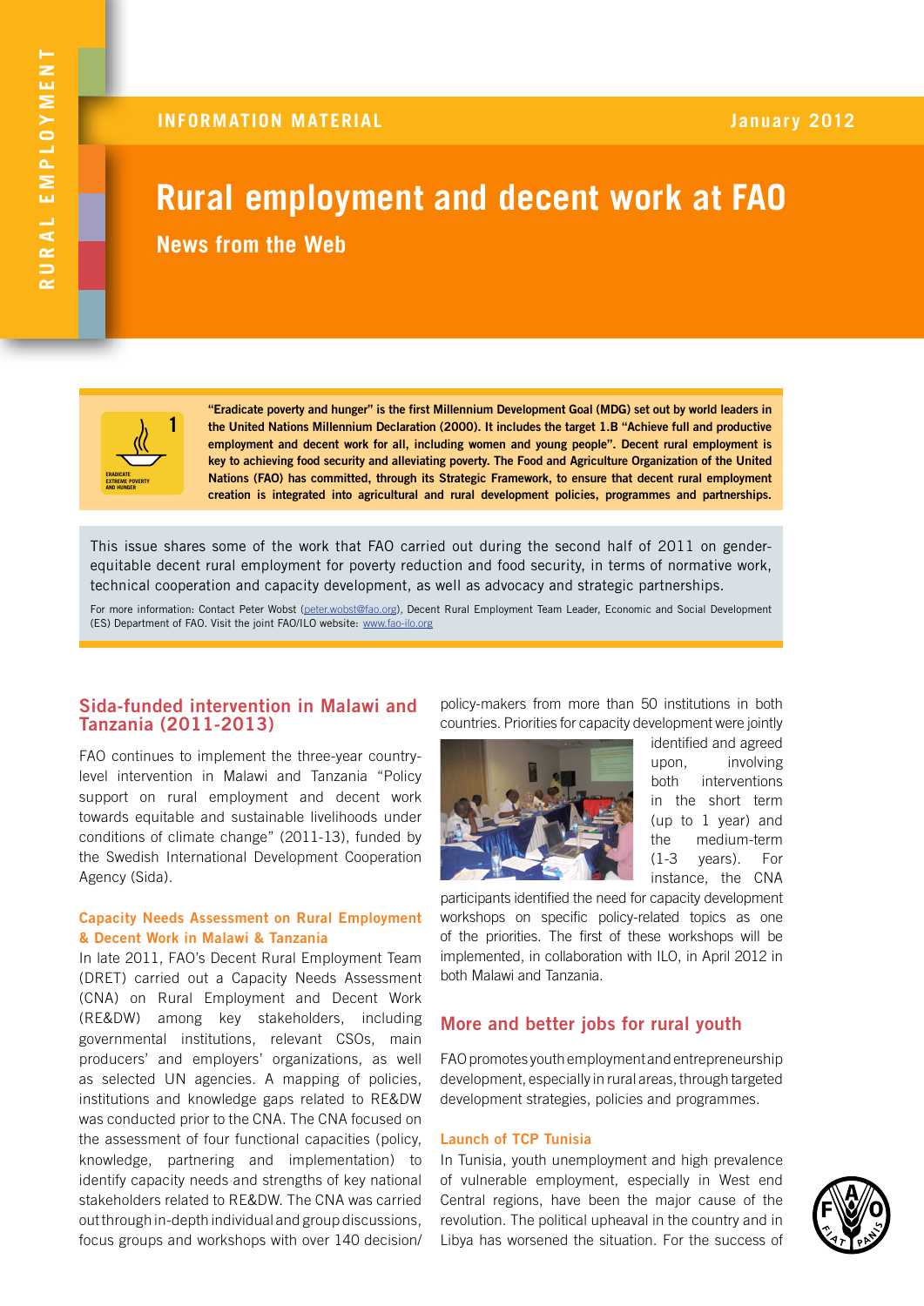INFORMATION MATERIAL

January 2012

# Rural employment and decent work at FAO

## News from the Web

**"Eradicate poverty and hunger" is the first Millennium Development Goal (MDG) set out by world leaders in the United Nations Millennium Declaration (2000). It includes the target 1.B "Achieve full and productive employment and decent work for all, including women and young people". Decent rural employment is key to achieving food security and alleviating poverty. The Food and Agriculture Organization of the United Nations (FAO) has committed, through its Strategic Framework, to ensure that decent rural employment creation is integrated into agricultural and rural development policies, programmes and partnerships.**

This issue shares some of the work that FAO carried out during the second half of 2011 on gender-equitable decent rural employment for poverty reduction and food security, in terms of normative work, technical cooperation and capacity development, as well as advocacy and strategic partnerships.

For more information: Contact Peter Wobst (peter.wobst@fao.org), Decent Rural Employment Team Leader, Economic and Social Development (ES) Department of FAO. Visit the joint FAO/ILO website: www.fao-ilo.org

## Sida-funded intervention in Malawi and Tanzania (2011-2013)

FAO continues to implement the three-year country-level intervention in Malawi and Tanzania "Policy support on rural employment and decent work towards equitable and sustainable livelihoods under conditions of climate change" (2011-13), funded by the Swedish International Development Cooperation Agency (Sida).

### Capacity Needs Assessment on Rural Employment & Decent Work in Malawi & Tanzania

In late 2011, FAO's Decent Rural Employment Team (DRET) carried out a Capacity Needs Assessment (CNA) on Rural Employment and Decent Work (RE&DW) among key stakeholders, including governmental institutions, relevant CSOs, main producers' and employers' organizations, as well as selected UN agencies. A mapping of policies, institutions and knowledge gaps related to RE&DW was conducted prior to the CNA. The CNA focused on the assessment of four functional capacities (policy, knowledge, partnering and implementation) to identify capacity needs and strengths of key national stakeholders related to RE&DW. The CNA was carried out through in-depth individual and group discussions, focus groups and workshops with over 140 decision/policy-makers from more than 50 institutions in both countries. Priorities for capacity development were jointly identified and agreed upon, involving both interventions in the short term (up to 1 year) and the medium-term (1-3 years). For instance, the CNA participants identified the need for capacity development workshops on specific policy-related topics as one of the priorities. The first of these workshops will be implemented, in collaboration with ILO, in April 2012 in both Malawi and Tanzania.

## More and better jobs for rural youth

FAO promotes youth employment and entrepreneurship development, especially in rural areas, through targeted development strategies, policies and programmes.

### Launch of TCP Tunisia

In Tunisia, youth unemployment and high prevalence of vulnerable employment, especially in West end Central regions, have been the major cause of the revolution. The political upheaval in the country and in Libya has worsened the situation. For the success of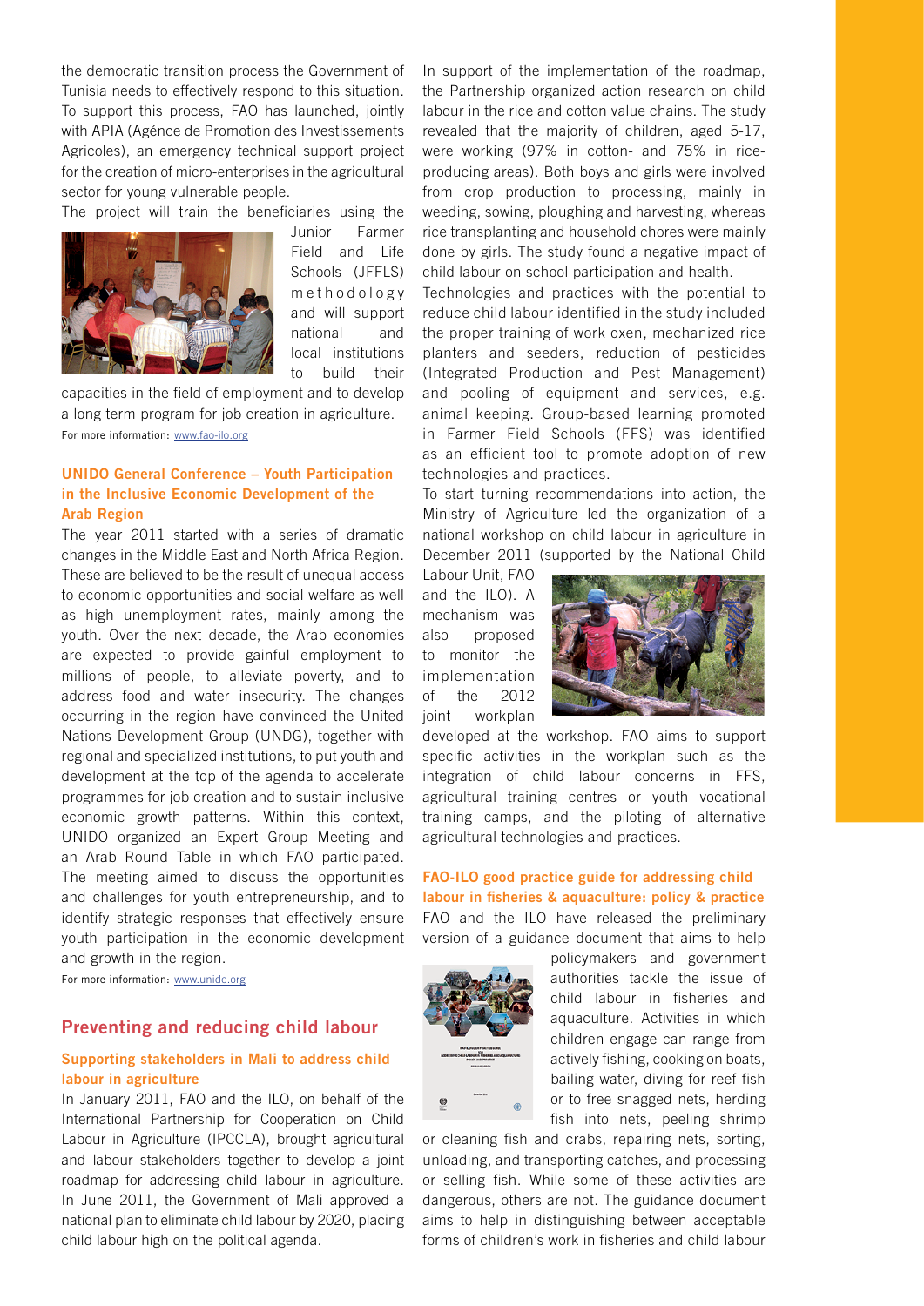the democratic transition process the Government of Tunisia needs to effectively respond to this situation. To support this process, FAO has launched, jointly with APIA (Agénce de Promotion des Investissements Agricoles), an emergency technical support project for the creation of micro-enterprises in the agricultural sector for young vulnerable people.

The project will train the beneficiaries using the Junior Farmer Field and Life Schools (JFFLS) methodology and will support national and local institutions to build their capacities in the field of employment and to develop a long term program for job creation in agriculture.

For more information: www.fao-ilo.org

### UNIDO General Conference – Youth Participation in the Inclusive Economic Development of the Arab Region

The year 2011 started with a series of dramatic changes in the Middle East and North Africa Region. These are believed to be the result of unequal access to economic opportunities and social welfare as well as high unemployment rates, mainly among the youth. Over the next decade, the Arab economies are expected to provide gainful employment to millions of people, to alleviate poverty, and to address food and water insecurity. The changes occurring in the region have convinced the United Nations Development Group (UNDG), together with regional and specialized institutions, to put youth and development at the top of the agenda to accelerate programmes for job creation and to sustain inclusive economic growth patterns. Within this context, UNIDO organized an Expert Group Meeting and an Arab Round Table in which FAO participated. The meeting aimed to discuss the opportunities and challenges for youth entrepreneurship, and to identify strategic responses that effectively ensure youth participation in the economic development and growth in the region.

For more information: www.unido.org

## Preventing and reducing child labour

### Supporting stakeholders in Mali to address child labour in agriculture

In January 2011, FAO and the ILO, on behalf of the International Partnership for Cooperation on Child Labour in Agriculture (IPCCLA), brought agricultural and labour stakeholders together to develop a joint roadmap for addressing child labour in agriculture. In June 2011, the Government of Mali approved a national plan to eliminate child labour by 2020, placing child labour high on the political agenda.

In support of the implementation of the roadmap, the Partnership organized action research on child labour in the rice and cotton value chains. The study revealed that the majority of children, aged 5-17, were working (97% in cotton- and 75% in rice-producing areas). Both boys and girls were involved from crop production to processing, mainly in weeding, sowing, ploughing and harvesting, whereas rice transplanting and household chores were mainly done by girls. The study found a negative impact of child labour on school participation and health.

Technologies and practices with the potential to reduce child labour identified in the study included the proper training of work oxen, mechanized rice planters and seeders, reduction of pesticides (Integrated Production and Pest Management) and pooling of equipment and services, e.g. animal keeping. Group-based learning promoted in Farmer Field Schools (FFS) was identified as an efficient tool to promote adoption of new technologies and practices.

To start turning recommendations into action, the Ministry of Agriculture led the organization of a national workshop on child labour in agriculture in December 2011 (supported by the National Child Labour Unit, FAO and the ILO). A mechanism was also proposed to monitor the implementation of the 2012 joint workplan developed at the workshop. FAO aims to support specific activities in the workplan such as the integration of child labour concerns in FFS, agricultural training centres or youth vocational training camps, and the piloting of alternative agricultural technologies and practices.

### FAO-ILO good practice guide for addressing child labour in fisheries & aquaculture: policy & practice

FAO and the ILO have released the preliminary version of a guidance document that aims to help policymakers and government authorities tackle the issue of child labour in fisheries and aquaculture. Activities in which children engage can range from actively fishing, cooking on boats, bailing water, diving for reef fish or to free snagged nets, herding fish into nets, peeling shrimp or cleaning fish and crabs, repairing nets, sorting, unloading, and transporting catches, and processing or selling fish. While some of these activities are dangerous, others are not. The guidance document aims to help in distinguishing between acceptable forms of children's work in fisheries and child labour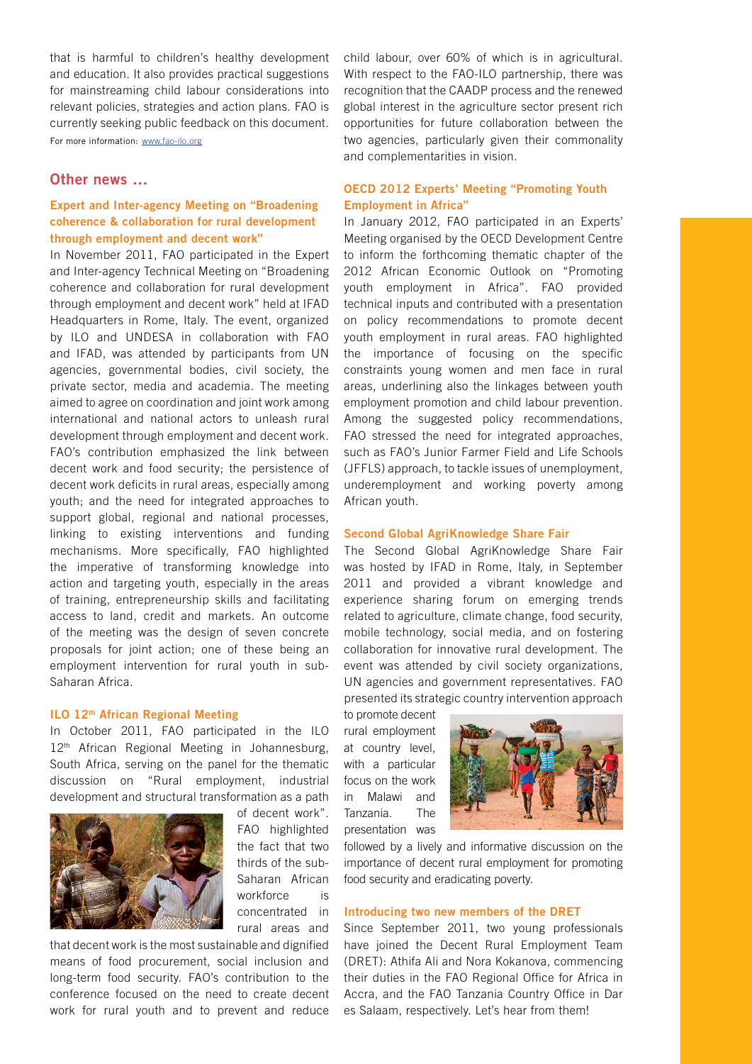that is harmful to children's healthy development and education. It also provides practical suggestions for mainstreaming child labour considerations into relevant policies, strategies and action plans. FAO is currently seeking public feedback on this document.

For more information: www.fao-ilo.org

## Other news ...

### Expert and Inter-agency Meeting on "Broadening coherence & collaboration for rural development through employment and decent work"

In November 2011, FAO participated in the Expert and Inter-agency Technical Meeting on "Broadening coherence and collaboration for rural development through employment and decent work" held at IFAD Headquarters in Rome, Italy. The event, organized by ILO and UNDESA in collaboration with FAO and IFAD, was attended by participants from UN agencies, governmental bodies, civil society, the private sector, media and academia. The meeting aimed to agree on coordination and joint work among international and national actors to unleash rural development through employment and decent work. FAO's contribution emphasized the link between decent work and food security; the persistence of decent work deficits in rural areas, especially among youth; and the need for integrated approaches to support global, regional and national processes, linking to existing interventions and funding mechanisms. More specifically, FAO highlighted the imperative of transforming knowledge into action and targeting youth, especially in the areas of training, entrepreneurship skills and facilitating access to land, credit and markets. An outcome of the meeting was the design of seven concrete proposals for joint action; one of these being an employment intervention for rural youth in sub-Saharan Africa.

### ILO 12th African Regional Meeting

In October 2011, FAO participated in the ILO 12th African Regional Meeting in Johannesburg, South Africa, serving on the panel for the thematic discussion on "Rural employment, industrial development and structural transformation as a path of decent work". FAO highlighted the fact that two thirds of the sub-Saharan African workforce is concentrated in rural areas and that decent work is the most sustainable and dignified means of food procurement, social inclusion and long-term food security. FAO's contribution to the conference focused on the need to create decent work for rural youth and to prevent and reduce child labour, over 60% of which is in agricultural. With respect to the FAO-ILO partnership, there was recognition that the CAADP process and the renewed global interest in the agriculture sector present rich opportunities for future collaboration between the two agencies, particularly given their commonality and complementarities in vision.

### OECD 2012 Experts' Meeting "Promoting Youth Employment in Africa"

In January 2012, FAO participated in an Experts' Meeting organised by the OECD Development Centre to inform the forthcoming thematic chapter of the 2012 African Economic Outlook on "Promoting youth employment in Africa". FAO provided technical inputs and contributed with a presentation on policy recommendations to promote decent youth employment in rural areas. FAO highlighted the importance of focusing on the specific constraints young women and men face in rural areas, underlining also the linkages between youth employment promotion and child labour prevention. Among the suggested policy recommendations, FAO stressed the need for integrated approaches, such as FAO's Junior Farmer Field and Life Schools (JFFLS) approach, to tackle issues of unemployment, underemployment and working poverty among African youth.

### Second Global AgriKnowledge Share Fair

The Second Global AgriKnowledge Share Fair was hosted by IFAD in Rome, Italy, in September 2011 and provided a vibrant knowledge and experience sharing forum on emerging trends related to agriculture, climate change, food security, mobile technology, social media, and on fostering collaboration for innovative rural development. The event was attended by civil society organizations, UN agencies and government representatives. FAO presented its strategic country intervention approach to promote decent rural employment at country level, with a particular focus on the work in Malawi and Tanzania. The presentation was followed by a lively and informative discussion on the importance of decent rural employment for promoting food security and eradicating poverty.

### Introducing two new members of the DRET

Since September 2011, two young professionals have joined the Decent Rural Employment Team (DRET): Athifa Ali and Nora Kokanova, commencing their duties in the FAO Regional Office for Africa in Accra, and the FAO Tanzania Country Office in Dar es Salaam, respectively. Let's hear from them!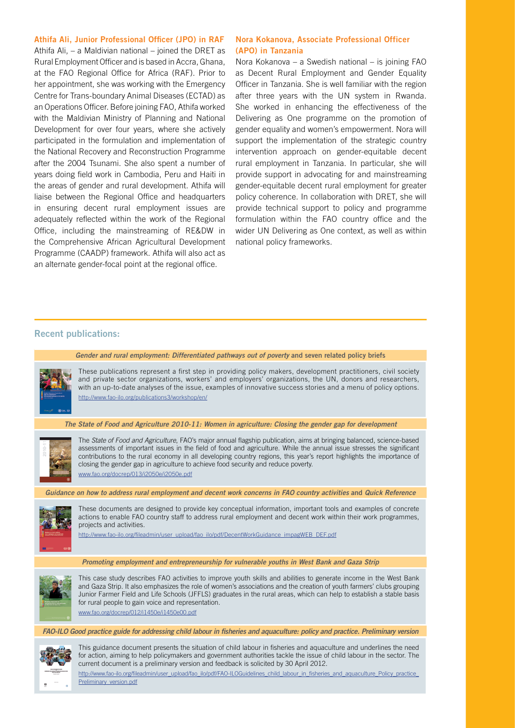**Athifa Ali, Junior Professional Officer (JPO) in RAF**

Athifa Ali, – a Maldivian national – joined the DRET as Rural Employment Officer and is based in Accra, Ghana, at the FAO Regional Office for Africa (RAF). Prior to her appointment, she was working with the Emergency Centre for Trans-boundary Animal Diseases (ECTAD) as an Operations Officer. Before joining FAO, Athifa worked with the Maldivian Ministry of Planning and National Development for over four years, where she actively participated in the formulation and implementation of the National Recovery and Reconstruction Programme after the 2004 Tsunami. She also spent a number of years doing field work in Cambodia, Peru and Haiti in the areas of gender and rural development. Athifa will liaise between the Regional Office and headquarters in ensuring decent rural employment issues are adequately reflected within the work of the Regional Office, including the mainstreaming of RE&DW in the Comprehensive African Agricultural Development Programme (CAADP) framework. Athifa will also act as an alternate gender-focal point at the regional office.

**Nora Kokanova, Associate Professional Officer (APO) in Tanzania**

Nora Kokanova – a Swedish national – is joining FAO as Decent Rural Employment and Gender Equality Officer in Tanzania. She is well familiar with the region after three years with the UN system in Rwanda. She worked in enhancing the effectiveness of the Delivering as One programme on the promotion of gender equality and women's empowerment. Nora will support the implementation of the strategic country intervention approach on gender-equitable decent rural employment in Tanzania. In particular, she will provide support in advocating for and mainstreaming gender-equitable decent rural employment for greater policy coherence. In collaboration with DRET, she will provide technical support to policy and programme formulation within the FAO country office and the wider UN Delivering as One context, as well as within national policy frameworks.

## Recent publications:

***Gender and rural employment: Differentiated pathways out of poverty* and seven related policy briefs**

These publications represent a first step in providing policy makers, development practitioners, civil society and private sector organizations, workers' and employers' organizations, the UN, donors and researchers, with an up-to-date analyses of the issue, examples of innovative success stories and a menu of policy options.
http://www.fao-ilo.org/publications3/workshop/en/

***The State of Food and Agriculture 2010-11: Women in agriculture: Closing the gender gap for development***

The *State of Food and Agriculture*, FAO's major annual flagship publication, aims at bringing balanced, science-based assessments of important issues in the field of food and agriculture. While the annual issue stresses the significant contributions to the rural economy in all developing country regions, this year's report highlights the importance of closing the gender gap in agriculture to achieve food security and reduce poverty.
www.fao.org/docrep/013/i2050e/i2050e.pdf

***Guidance on how to address rural employment and decent work concerns in FAO country activities* and *Quick Reference***

These documents are designed to provide key conceptual information, important tools and examples of concrete actions to enable FAO country staff to address rural employment and decent work within their work programmes, projects and activities.
http://www.fao-ilo.org/fileadmin/user_upload/fao_ilo/pdf/DecentWorkGuidance_impagWEB_DEF.pdf

***Promoting employment and entrepreneurship for vulnerable youths in West Bank and Gaza Strip***

This case study describes FAO activities to improve youth skills and abilities to generate income in the West Bank and Gaza Strip. It also emphasizes the role of women's associations and the creation of youth farmers' clubs grouping Junior Farmer Field and Life Schools (JFFLS) graduates in the rural areas, which can help to establish a stable basis for rural people to gain voice and representation.
www.fao.org/docrep/012/i1450e/i1450e00.pdf

***FAO-ILO Good practice guide for addressing child labour in fisheries and aquaculture: policy and practice. Preliminary version***

This guidance document presents the situation of child labour in fisheries and aquaculture and underlines the need for action, aiming to help policymakers and government authorities tackle the issue of child labour in the sector. The current document is a preliminary version and feedback is solicited by 30 April 2012.
http://www.fao-ilo.org/fileadmin/user_upload/fao_ilo/pdf/FAO-ILOGuidelines_child_labour_in_fisheries_and_aquaculture_Policy_practice_Preliminary_version.pdf